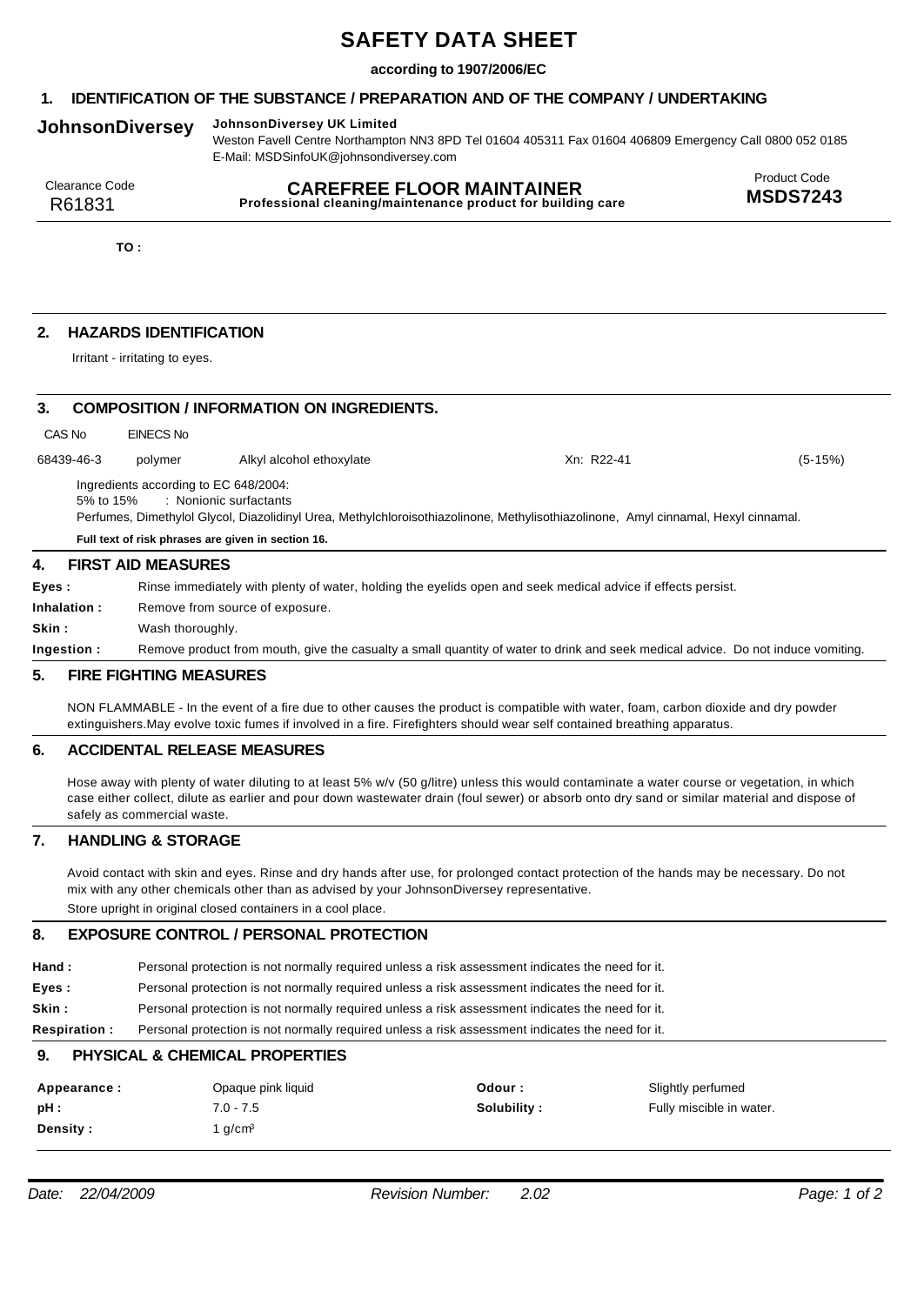# SAFETY DATA SHEET

**according to 1907/2006/EC**

## 1. IDENTIFICATION OF THE SUBSTANCE / PREPARATION AND OF THE COMPANY / UNDERTAKING

**JohnsonDiversey** **JohnsonDiversey UK Limited**
Weston Favell Centre Northampton NN3 8PD Tel 01604 405311 Fax 01604 406809 Emergency Call 0800 052 0185
E-Mail: MSDSinfoUK@johnsondiversey.com

Clearance Code
R61831

**CAREFREE FLOOR MAINTAINER**
**Professional cleaning/maintenance product for building care**

Product Code
**MSDS7243**

**TO :**

## 2. HAZARDS IDENTIFICATION

Irritant - irritating to eyes.

## 3. COMPOSITION / INFORMATION ON INGREDIENTS.

| CAS No | EINECS No | | | |
|---|---|---|---|---|
| 68439-46-3 | polymer | Alkyl alcohol ethoxylate | Xn: R22-41 | (5-15%) |

Ingredients according to EC 648/2004:
5% to 15% : Nonionic surfactants
Perfumes, Dimethylol Glycol, Diazolidinyl Urea, Methylchloroisothiazolinone, Methylisothiazolinone, Amyl cinnamal, Hexyl cinnamal.

**Full text of risk phrases are given in section 16.**

## 4. FIRST AID MEASURES

**Eyes :** Rinse immediately with plenty of water, holding the eyelids open and seek medical advice if effects persist.

**Inhalation :** Remove from source of exposure.

**Skin :** Wash thoroughly.

**Ingestion :** Remove product from mouth, give the casualty a small quantity of water to drink and seek medical advice. Do not induce vomiting.

## 5. FIRE FIGHTING MEASURES

NON FLAMMABLE - In the event of a fire due to other causes the product is compatible with water, foam, carbon dioxide and dry powder extinguishers.May evolve toxic fumes if involved in a fire. Firefighters should wear self contained breathing apparatus.

## 6. ACCIDENTAL RELEASE MEASURES

Hose away with plenty of water diluting to at least 5% w/v (50 g/litre) unless this would contaminate a water course or vegetation, in which case either collect, dilute as earlier and pour down wastewater drain (foul sewer) or absorb onto dry sand or similar material and dispose of safely as commercial waste.

## 7. HANDLING & STORAGE

Avoid contact with skin and eyes. Rinse and dry hands after use, for prolonged contact protection of the hands may be necessary. Do not mix with any other chemicals other than as advised by your JohnsonDiversey representative.
Store upright in original closed containers in a cool place.

## 8. EXPOSURE CONTROL / PERSONAL PROTECTION

**Hand :** Personal protection is not normally required unless a risk assessment indicates the need for it.

**Eyes :** Personal protection is not normally required unless a risk assessment indicates the need for it.

**Skin :** Personal protection is not normally required unless a risk assessment indicates the need for it.

**Respiration :** Personal protection is not normally required unless a risk assessment indicates the need for it.

## 9. PHYSICAL & CHEMICAL PROPERTIES

| | | | |
|---|---|---|---|
| **Appearance :** | Opaque pink liquid | **Odour :** | Slightly perfumed |
| **pH :** | 7.0 - 7.5 | **Solubility :** | Fully miscible in water. |
| **Density :** | 1 g/cm³ | | |

*Date: 22/04/2009* *Revision Number: 2.02*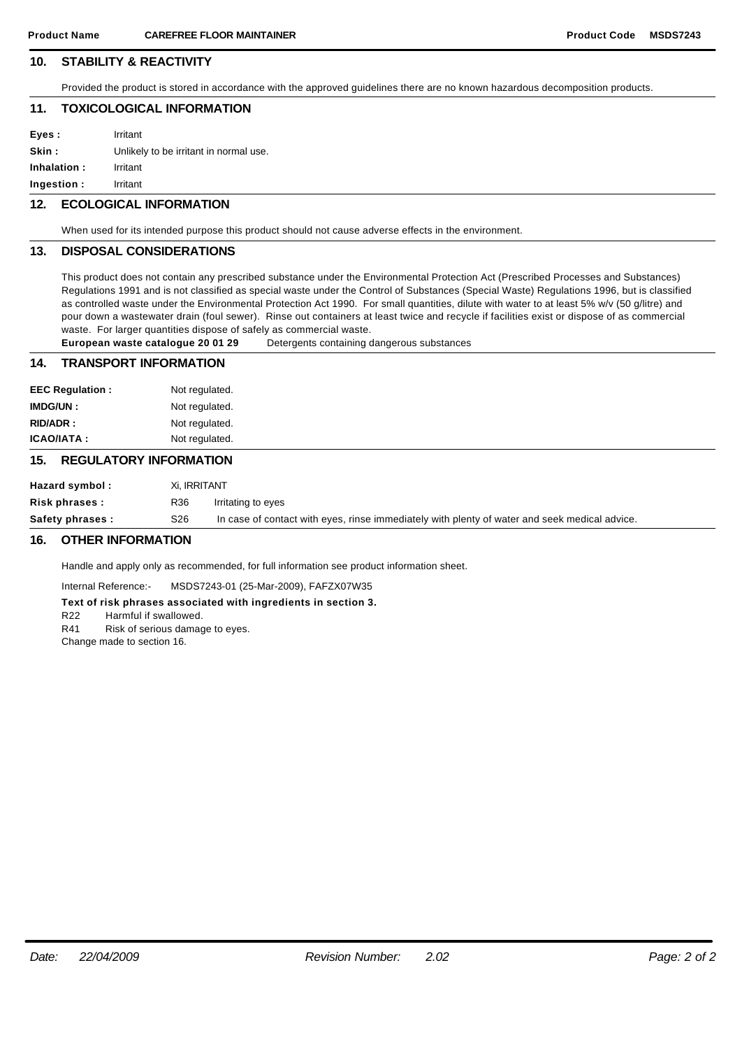## 10. STABILITY & REACTIVITY

Provided the product is stored in accordance with the approved guidelines there are no known hazardous decomposition products.

## 11. TOXICOLOGICAL INFORMATION

| | |
|---|---|
| **Eyes :** | Irritant |
| **Skin :** | Unlikely to be irritant in normal use. |
| **Inhalation :** | Irritant |
| **Ingestion :** | Irritant |

## 12. ECOLOGICAL INFORMATION

When used for its intended purpose this product should not cause adverse effects in the environment.

## 13. DISPOSAL CONSIDERATIONS

This product does not contain any prescribed substance under the Environmental Protection Act (Prescribed Processes and Substances) Regulations 1991 and is not classified as special waste under the Control of Substances (Special Waste) Regulations 1996, but is classified as controlled waste under the Environmental Protection Act 1990. For small quantities, dilute with water to at least 5% w/v (50 g/litre) and pour down a wastewater drain (foul sewer). Rinse out containers at least twice and recycle if facilities exist or dispose of as commercial waste. For larger quantities dispose of safely as commercial waste.

**European waste catalogue 20 01 29** Detergents containing dangerous substances

## 14. TRANSPORT INFORMATION

| | |
|---|---|
| **EEC Regulation :** | Not regulated. |
| **IMDG/UN :** | Not regulated. |
| **RID/ADR :** | Not regulated. |
| **ICAO/IATA :** | Not regulated. |

## 15. REGULATORY INFORMATION

| | | |
|---|---|---|
| **Hazard symbol :** | Xi, IRRITANT | |
| **Risk phrases :** | R36 | Irritating to eyes |
| **Safety phrases :** | S26 | In case of contact with eyes, rinse immediately with plenty of water and seek medical advice. |

## 16. OTHER INFORMATION

Handle and apply only as recommended, for full information see product information sheet.

Internal Reference:- MSDS7243-01 (25-Mar-2009), FAFZX07W35

**Text of risk phrases associated with ingredients in section 3.**

R22 Harmful if swallowed.

R41 Risk of serious damage to eyes.

Change made to section 16.